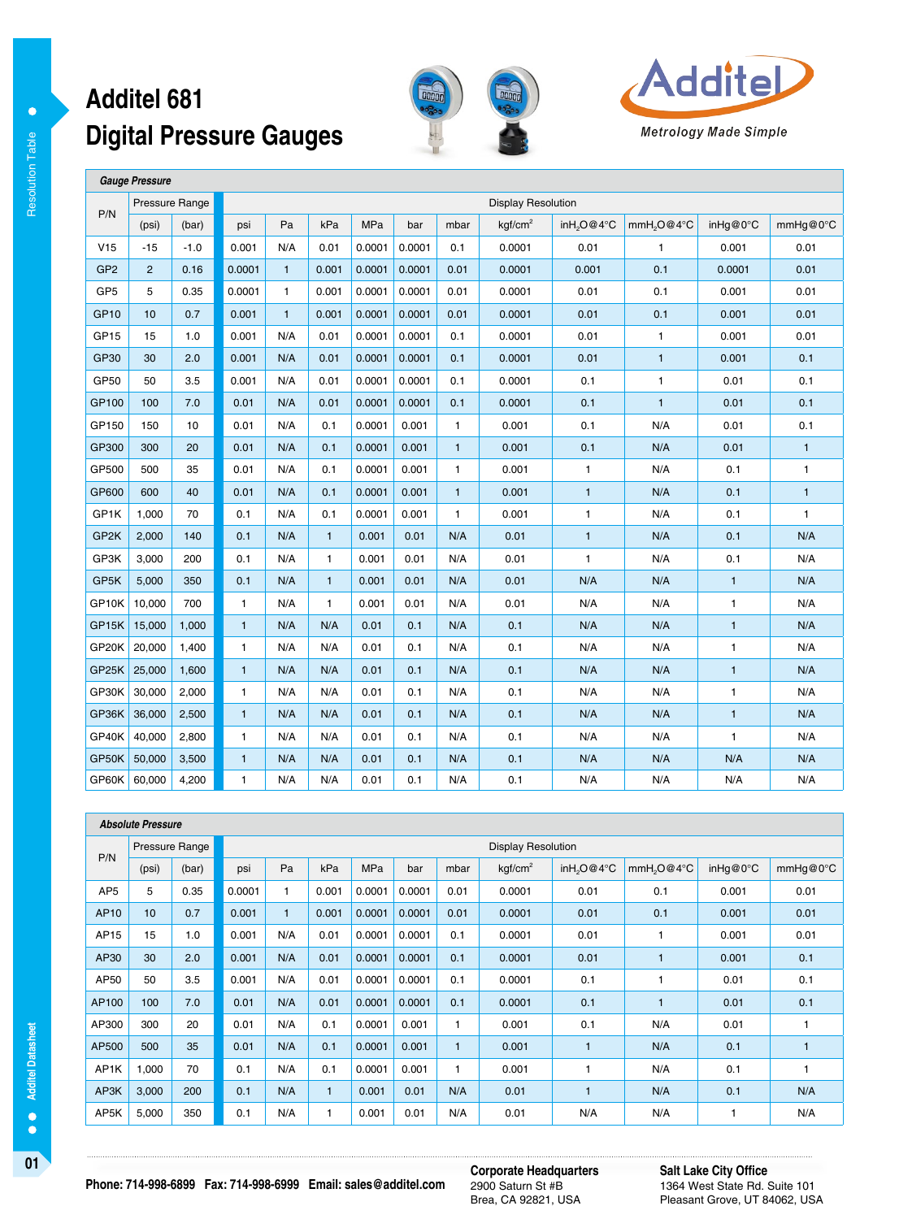# Additel 681 Digital Pressure Gauges

Additel

*Metrology Made Simple*

### Gauge Pressure

| P/N | Pressure Range | | Display Resolution | | | | | | | | | | |
|---|---|---|---|---|---|---|---|---|---|---|---|---|---|
| | (psi) | (bar) | psi | Pa | kPa | MPa | bar | mbar | kgf/cm² | $inH_2O$@4°C | $mmH_2O$@4°C | inHg@0°C | mmHg@0°C |
| V15 | -15 | -1.0 | 0.001 | N/A | 0.01 | 0.0001 | 0.0001 | 0.1 | 0.0001 | 0.01 | 1 | 0.001 | 0.01 |
| GP2 | 2 | 0.16 | 0.0001 | 1 | 0.001 | 0.0001 | 0.0001 | 0.01 | 0.0001 | 0.001 | 0.1 | 0.0001 | 0.01 |
| GP5 | 5 | 0.35 | 0.0001 | 1 | 0.001 | 0.0001 | 0.0001 | 0.01 | 0.0001 | 0.01 | 0.1 | 0.001 | 0.01 |
| GP10 | 10 | 0.7 | 0.001 | 1 | 0.001 | 0.0001 | 0.0001 | 0.01 | 0.0001 | 0.01 | 0.1 | 0.001 | 0.01 |
| GP15 | 15 | 1.0 | 0.001 | N/A | 0.01 | 0.0001 | 0.0001 | 0.1 | 0.0001 | 0.01 | 1 | 0.001 | 0.01 |
| GP30 | 30 | 2.0 | 0.001 | N/A | 0.01 | 0.0001 | 0.0001 | 0.1 | 0.0001 | 0.01 | 1 | 0.001 | 0.1 |
| GP50 | 50 | 3.5 | 0.001 | N/A | 0.01 | 0.0001 | 0.0001 | 0.1 | 0.0001 | 0.1 | 1 | 0.01 | 0.1 |
| GP100 | 100 | 7.0 | 0.01 | N/A | 0.01 | 0.0001 | 0.0001 | 0.1 | 0.0001 | 0.1 | 1 | 0.01 | 0.1 |
| GP150 | 150 | 10 | 0.01 | N/A | 0.1 | 0.0001 | 0.001 | 1 | 0.001 | 0.1 | N/A | 0.01 | 0.1 |
| GP300 | 300 | 20 | 0.01 | N/A | 0.1 | 0.0001 | 0.001 | 1 | 0.001 | 0.1 | N/A | 0.01 | 1 |
| GP500 | 500 | 35 | 0.01 | N/A | 0.1 | 0.0001 | 0.001 | 1 | 0.001 | 1 | N/A | 0.1 | 1 |
| GP600 | 600 | 40 | 0.01 | N/A | 0.1 | 0.0001 | 0.001 | 1 | 0.001 | 1 | N/A | 0.1 | 1 |
| GP1K | 1,000 | 70 | 0.1 | N/A | 0.1 | 0.0001 | 0.001 | 1 | 0.001 | 1 | N/A | 0.1 | 1 |
| GP2K | 2,000 | 140 | 0.1 | N/A | 1 | 0.001 | 0.01 | N/A | 0.01 | 1 | N/A | 0.1 | N/A |
| GP3K | 3,000 | 200 | 0.1 | N/A | 1 | 0.001 | 0.01 | N/A | 0.01 | 1 | N/A | 0.1 | N/A |
| GP5K | 5,000 | 350 | 0.1 | N/A | 1 | 0.001 | 0.01 | N/A | 0.01 | N/A | N/A | 1 | N/A |
| GP10K | 10,000 | 700 | 1 | N/A | 1 | 0.001 | 0.01 | N/A | 0.01 | N/A | N/A | 1 | N/A |
| GP15K | 15,000 | 1,000 | 1 | N/A | N/A | 0.01 | 0.1 | N/A | 0.1 | N/A | N/A | 1 | N/A |
| GP20K | 20,000 | 1,400 | 1 | N/A | N/A | 0.01 | 0.1 | N/A | 0.1 | N/A | N/A | 1 | N/A |
| GP25K | 25,000 | 1,600 | 1 | N/A | N/A | 0.01 | 0.1 | N/A | 0.1 | N/A | N/A | 1 | N/A |
| GP30K | 30,000 | 2,000 | 1 | N/A | N/A | 0.01 | 0.1 | N/A | 0.1 | N/A | N/A | 1 | N/A |
| GP36K | 36,000 | 2,500 | 1 | N/A | N/A | 0.01 | 0.1 | N/A | 0.1 | N/A | N/A | 1 | N/A |
| GP40K | 40,000 | 2,800 | 1 | N/A | N/A | 0.01 | 0.1 | N/A | 0.1 | N/A | N/A | 1 | N/A |
| GP50K | 50,000 | 3,500 | 1 | N/A | N/A | 0.01 | 0.1 | N/A | 0.1 | N/A | N/A | N/A | N/A |
| GP60K | 60,000 | 4,200 | 1 | N/A | N/A | 0.01 | 0.1 | N/A | 0.1 | N/A | N/A | N/A | N/A |

### Absolute Pressure

| P/N | Pressure Range | | Display Resolution | | | | | | | | | | |
|---|---|---|---|---|---|---|---|---|---|---|---|---|---|
| | (psi) | (bar) | psi | Pa | kPa | MPa | bar | mbar | kgf/cm² | $inH_2O$@4°C | $mmH_2O$@4°C | inHg@0°C | mmHg@0°C |
| AP5 | 5 | 0.35 | 0.0001 | 1 | 0.001 | 0.0001 | 0.0001 | 0.01 | 0.0001 | 0.01 | 0.1 | 0.001 | 0.01 |
| AP10 | 10 | 0.7 | 0.001 | 1 | 0.001 | 0.0001 | 0.0001 | 0.01 | 0.0001 | 0.01 | 0.1 | 0.001 | 0.01 |
| AP15 | 15 | 1.0 | 0.001 | N/A | 0.01 | 0.0001 | 0.0001 | 0.1 | 0.0001 | 0.01 | 1 | 0.001 | 0.01 |
| AP30 | 30 | 2.0 | 0.001 | N/A | 0.01 | 0.0001 | 0.0001 | 0.1 | 0.0001 | 0.01 | 1 | 0.001 | 0.1 |
| AP50 | 50 | 3.5 | 0.001 | N/A | 0.01 | 0.0001 | 0.0001 | 0.1 | 0.0001 | 0.1 | 1 | 0.01 | 0.1 |
| AP100 | 100 | 7.0 | 0.01 | N/A | 0.01 | 0.0001 | 0.0001 | 0.1 | 0.0001 | 0.1 | 1 | 0.01 | 0.1 |
| AP300 | 300 | 20 | 0.01 | N/A | 0.1 | 0.0001 | 0.001 | 1 | 0.001 | 0.1 | N/A | 0.01 | 1 |
| AP500 | 500 | 35 | 0.01 | N/A | 0.1 | 0.0001 | 0.001 | 1 | 0.001 | 1 | N/A | 0.1 | 1 |
| AP1K | 1,000 | 70 | 0.1 | N/A | 0.1 | 0.0001 | 0.001 | 1 | 0.001 | 1 | N/A | 0.1 | 1 |
| AP3K | 3,000 | 200 | 0.1 | N/A | 1 | 0.001 | 0.01 | N/A | 0.01 | 1 | N/A | 0.1 | N/A |
| AP5K | 5,000 | 350 | 0.1 | N/A | 1 | 0.001 | 0.01 | N/A | 0.01 | N/A | N/A | 1 | N/A |

**Phone: 714-998-6899 Fax: 714-998-6999 Email: sales@additel.com**

**Corporate Headquarters**
2900 Saturn St #B
Brea, CA 92821, USA

**Salt Lake City Office**
1364 West State Rd. Suite 101
Pleasant Grove, UT 84062, USA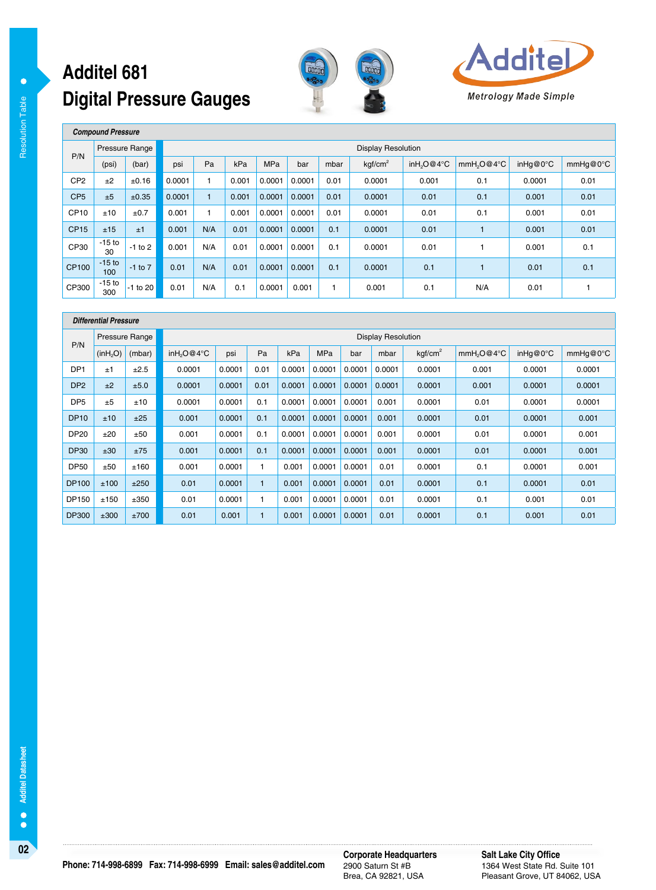# Additel 681 Digital Pressure Gauges

Additel

Metrology Made Simple

**Compound Pressure**

| P/N | Pressure Range | | Display Resolution | | | | | | | | | | |
|---|---|---|---|---|---|---|---|---|---|---|---|---|---|
| | (psi) | (bar) | psi | Pa | kPa | MPa | bar | mbar | kgf/cm$^2$ | inH$_2$O@4°C | mmH$_2$O@4°C | inHg@0°C | mmHg@0°C |
| CP2 | ±2 | ±0.16 | 0.0001 | 1 | 0.001 | 0.0001 | 0.0001 | 0.01 | 0.0001 | 0.001 | 0.1 | 0.0001 | 0.01 |
| CP5 | ±5 | ±0.35 | 0.0001 | 1 | 0.001 | 0.0001 | 0.0001 | 0.01 | 0.0001 | 0.01 | 0.1 | 0.001 | 0.01 |
| CP10 | ±10 | ±0.7 | 0.001 | 1 | 0.001 | 0.0001 | 0.0001 | 0.01 | 0.0001 | 0.01 | 0.1 | 0.001 | 0.01 |
| CP15 | ±15 | ±1 | 0.001 | N/A | 0.01 | 0.0001 | 0.0001 | 0.1 | 0.0001 | 0.01 | 1 | 0.001 | 0.01 |
| CP30 | -15 to 30 | -1 to 2 | 0.001 | N/A | 0.01 | 0.0001 | 0.0001 | 0.1 | 0.0001 | 0.01 | 1 | 0.001 | 0.1 |
| CP100 | -15 to 100 | -1 to 7 | 0.01 | N/A | 0.01 | 0.0001 | 0.0001 | 0.1 | 0.0001 | 0.1 | 1 | 0.01 | 0.1 |
| CP300 | -15 to 300 | -1 to 20 | 0.01 | N/A | 0.1 | 0.0001 | 0.001 | 1 | 0.001 | 0.1 | N/A | 0.01 | 1 |

**Differential Pressure**

| P/N | Pressure Range | | Display Resolution | | | | | | | | | | |
|---|---|---|---|---|---|---|---|---|---|---|---|---|---|
| | (inH$_2$O) | (mbar) | inH$_2$O@4°C | psi | Pa | kPa | MPa | bar | mbar | kgf/cm$^2$ | mmH$_2$O@4°C | inHg@0°C | mmHg@0°C |
| DP1 | ±1 | ±2.5 | 0.0001 | 0.0001 | 0.01 | 0.0001 | 0.0001 | 0.0001 | 0.0001 | 0.0001 | 0.001 | 0.0001 | 0.0001 |
| DP2 | ±2 | ±5.0 | 0.0001 | 0.0001 | 0.01 | 0.0001 | 0.0001 | 0.0001 | 0.0001 | 0.0001 | 0.001 | 0.0001 | 0.0001 |
| DP5 | ±5 | ±10 | 0.0001 | 0.0001 | 0.1 | 0.0001 | 0.0001 | 0.0001 | 0.001 | 0.0001 | 0.01 | 0.0001 | 0.0001 |
| DP10 | ±10 | ±25 | 0.001 | 0.0001 | 0.1 | 0.0001 | 0.0001 | 0.0001 | 0.001 | 0.0001 | 0.01 | 0.0001 | 0.001 |
| DP20 | ±20 | ±50 | 0.001 | 0.0001 | 0.1 | 0.0001 | 0.0001 | 0.0001 | 0.001 | 0.0001 | 0.01 | 0.0001 | 0.001 |
| DP30 | ±30 | ±75 | 0.001 | 0.0001 | 0.1 | 0.0001 | 0.0001 | 0.0001 | 0.001 | 0.0001 | 0.01 | 0.0001 | 0.001 |
| DP50 | ±50 | ±160 | 0.001 | 0.0001 | 1 | 0.001 | 0.0001 | 0.0001 | 0.01 | 0.0001 | 0.1 | 0.0001 | 0.001 |
| DP100 | ±100 | ±250 | 0.01 | 0.0001 | 1 | 0.001 | 0.0001 | 0.0001 | 0.01 | 0.0001 | 0.1 | 0.0001 | 0.01 |
| DP150 | ±150 | ±350 | 0.01 | 0.0001 | 1 | 0.001 | 0.0001 | 0.0001 | 0.01 | 0.0001 | 0.1 | 0.001 | 0.01 |
| DP300 | ±300 | ±700 | 0.01 | 0.001 | 1 | 0.001 | 0.0001 | 0.0001 | 0.01 | 0.0001 | 0.1 | 0.001 | 0.01 |

**Phone: 714-998-6899 Fax: 714-998-6999 Email: sales@additel.com**

**Corporate Headquarters**
2900 Saturn St #B
Brea, CA 92821, USA

**Salt Lake City Office**
1364 West State Rd. Suite 101
Pleasant Grove, UT 84062, USA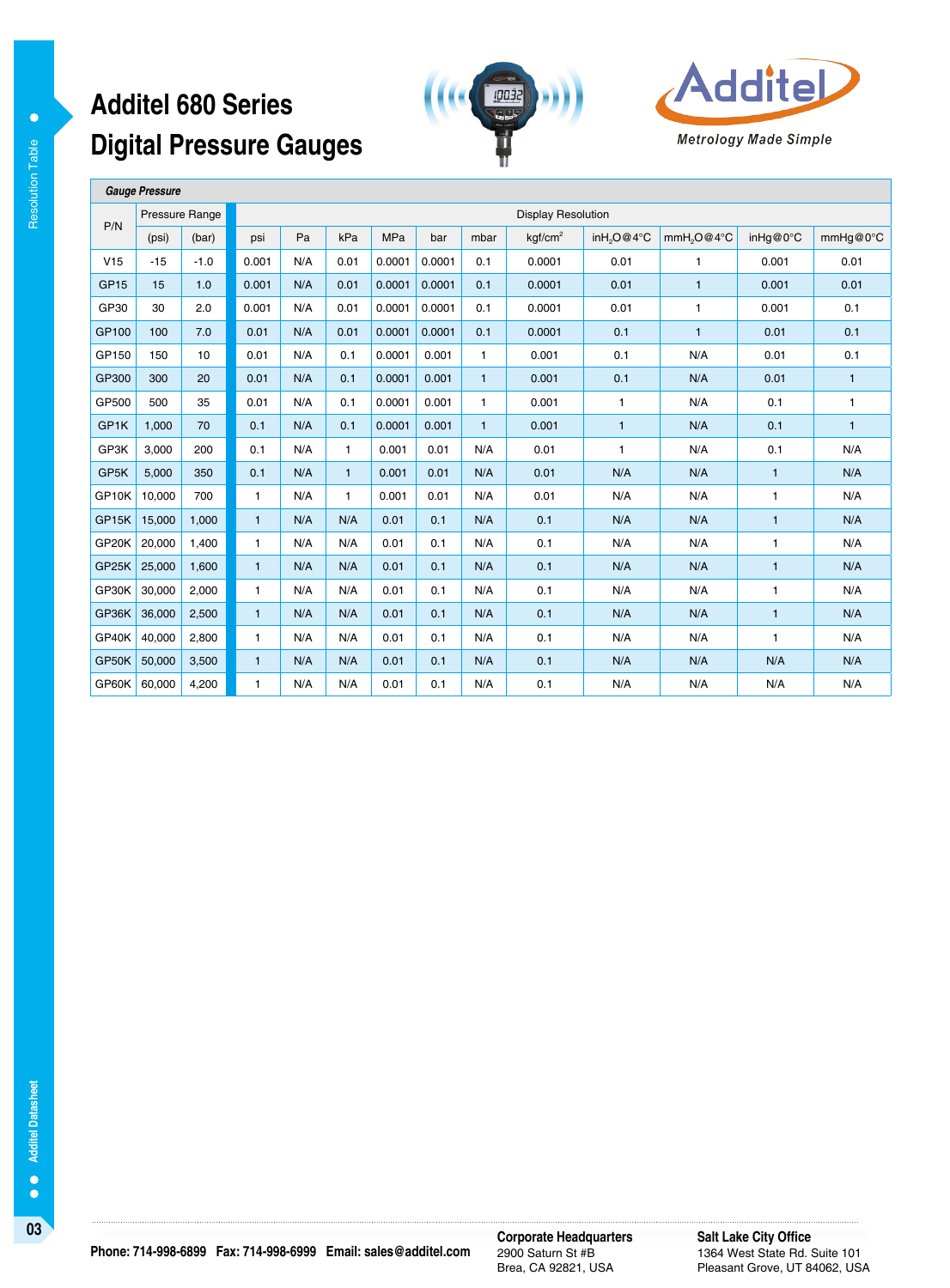# Additel 680 Series Digital Pressure Gauges

Additel

*Metrology Made Simple*

| Gauge Pressure | | | | | | | | | | | | | | |
|---|---|---|---|---|---|---|---|---|---|---|---|---|---|---|
| P/N | Pressure Range | | Display Resolution | | | | | | | | | | | |
| | (psi) | (bar) | psi | Pa | kPa | MPa | bar | mbar | kgf/cm$^2$ | in$H_2O$@4°C | mm$H_2O$@4°C | inHg@0°C | mmHg@0°C |
| V15 | -15 | -1.0 | 0.001 | N/A | 0.01 | 0.0001 | 0.0001 | 0.1 | 0.0001 | 0.01 | 1 | 0.001 | 0.01 |
| GP15 | 15 | 1.0 | 0.001 | N/A | 0.01 | 0.0001 | 0.0001 | 0.1 | 0.0001 | 0.01 | 1 | 0.001 | 0.01 |
| GP30 | 30 | 2.0 | 0.001 | N/A | 0.01 | 0.0001 | 0.0001 | 0.1 | 0.0001 | 0.01 | 1 | 0.001 | 0.1 |
| GP100 | 100 | 7.0 | 0.01 | N/A | 0.01 | 0.0001 | 0.0001 | 0.1 | 0.0001 | 0.1 | 1 | 0.01 | 0.1 |
| GP150 | 150 | 10 | 0.01 | N/A | 0.1 | 0.0001 | 0.001 | 1 | 0.001 | 0.1 | N/A | 0.01 | 0.1 |
| GP300 | 300 | 20 | 0.01 | N/A | 0.1 | 0.0001 | 0.001 | 1 | 0.001 | 0.1 | N/A | 0.01 | 1 |
| GP500 | 500 | 35 | 0.01 | N/A | 0.1 | 0.0001 | 0.001 | 1 | 0.001 | 1 | N/A | 0.1 | 1 |
| GP1K | 1,000 | 70 | 0.1 | N/A | 0.1 | 0.0001 | 0.001 | 1 | 0.001 | 1 | N/A | 0.1 | 1 |
| GP3K | 3,000 | 200 | 0.1 | N/A | 1 | 0.001 | 0.01 | N/A | 0.01 | 1 | N/A | 0.1 | N/A |
| GP5K | 5,000 | 350 | 0.1 | N/A | 1 | 0.001 | 0.01 | N/A | 0.01 | N/A | N/A | 1 | N/A |
| GP10K | 10,000 | 700 | 1 | N/A | 1 | 0.001 | 0.01 | N/A | 0.01 | N/A | N/A | 1 | N/A |
| GP15K | 15,000 | 1,000 | 1 | N/A | N/A | 0.01 | 0.1 | N/A | 0.1 | N/A | N/A | 1 | N/A |
| GP20K | 20,000 | 1,400 | 1 | N/A | N/A | 0.01 | 0.1 | N/A | 0.1 | N/A | N/A | 1 | N/A |
| GP25K | 25,000 | 1,600 | 1 | N/A | N/A | 0.01 | 0.1 | N/A | 0.1 | N/A | N/A | 1 | N/A |
| GP30K | 30,000 | 2,000 | 1 | N/A | N/A | 0.01 | 0.1 | N/A | 0.1 | N/A | N/A | 1 | N/A |
| GP36K | 36,000 | 2,500 | 1 | N/A | N/A | 0.01 | 0.1 | N/A | 0.1 | N/A | N/A | 1 | N/A |
| GP40K | 40,000 | 2,800 | 1 | N/A | N/A | 0.01 | 0.1 | N/A | 0.1 | N/A | N/A | 1 | N/A |
| GP50K | 50,000 | 3,500 | 1 | N/A | N/A | 0.01 | 0.1 | N/A | 0.1 | N/A | N/A | N/A | N/A |
| GP60K | 60,000 | 4,200 | 1 | N/A | N/A | 0.01 | 0.1 | N/A | 0.1 | N/A | N/A | N/A | N/A |

**Phone: 714-998-6899 Fax: 714-998-6999 Email: sales@additel.com**

**Corporate Headquarters**
2900 Saturn St #B
Brea, CA 92821, USA

**Salt Lake City Office**
1364 West State Rd. Suite 101
Pleasant Grove, UT 84062, USA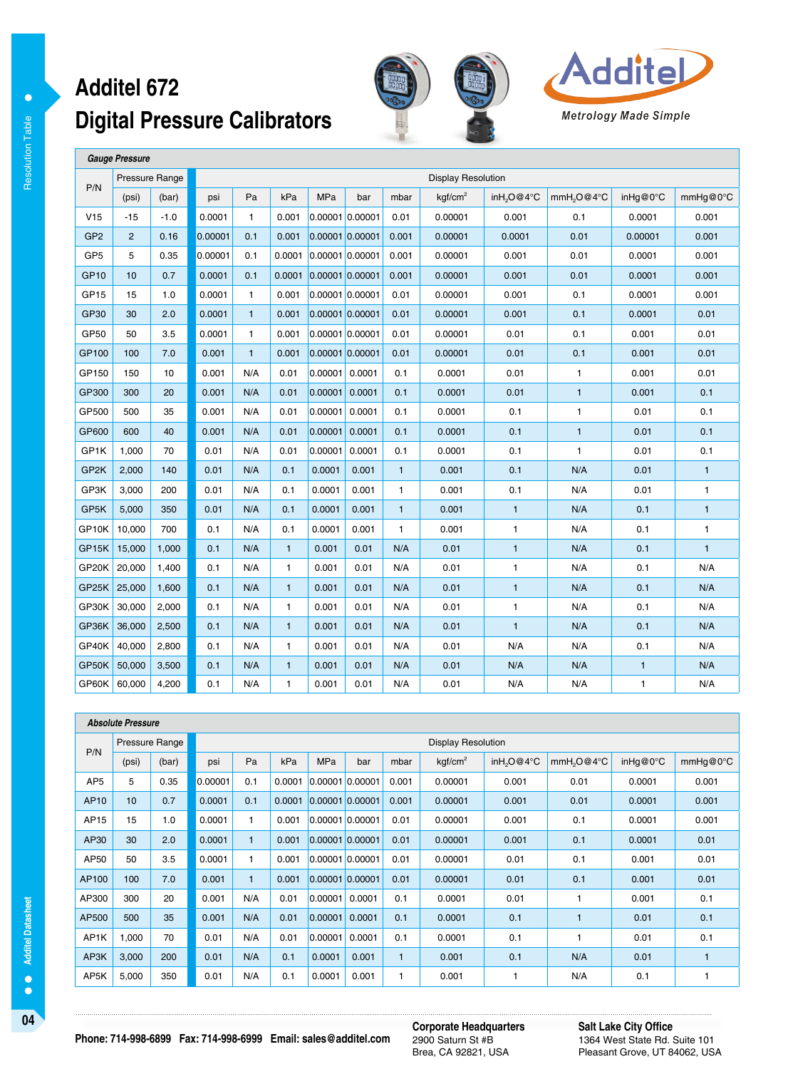# Additel 672
## Digital Pressure Calibrators

Metrology Made Simple

### Gauge Pressure

| P/N | Pressure Range | | Display Resolution | | | | | | | | | | |
|---|---|---|---|---|---|---|---|---|---|---|---|---|---|
| | (psi) | (bar) | psi | Pa | kPa | MPa | bar | mbar | kgf/cm² | $inH_2O$@4°C | $mmH_2O$@4°C | inHg@0°C | mmHg@0°C |
| V15 | -15 | -1.0 | 0.0001 | 1 | 0.001 | 0.00001 | 0.00001 | 0.01 | 0.00001 | 0.001 | 0.1 | 0.0001 | 0.001 |
| GP2 | 2 | 0.16 | 0.00001 | 0.1 | 0.001 | 0.00001 | 0.00001 | 0.001 | 0.00001 | 0.0001 | 0.01 | 0.00001 | 0.001 |
| GP5 | 5 | 0.35 | 0.00001 | 0.1 | 0.0001 | 0.00001 | 0.00001 | 0.001 | 0.00001 | 0.001 | 0.01 | 0.0001 | 0.001 |
| GP10 | 10 | 0.7 | 0.0001 | 0.1 | 0.0001 | 0.00001 | 0.00001 | 0.001 | 0.00001 | 0.001 | 0.01 | 0.0001 | 0.001 |
| GP15 | 15 | 1.0 | 0.0001 | 1 | 0.001 | 0.00001 | 0.00001 | 0.01 | 0.00001 | 0.001 | 0.1 | 0.0001 | 0.001 |
| GP30 | 30 | 2.0 | 0.0001 | 1 | 0.001 | 0.00001 | 0.00001 | 0.01 | 0.00001 | 0.001 | 0.1 | 0.0001 | 0.01 |
| GP50 | 50 | 3.5 | 0.0001 | 1 | 0.001 | 0.00001 | 0.00001 | 0.01 | 0.00001 | 0.01 | 0.1 | 0.001 | 0.01 |
| GP100 | 100 | 7.0 | 0.001 | 1 | 0.001 | 0.00001 | 0.00001 | 0.01 | 0.00001 | 0.01 | 0.1 | 0.001 | 0.01 |
| GP150 | 150 | 10 | 0.001 | N/A | 0.01 | 0.00001 | 0.0001 | 0.1 | 0.0001 | 0.01 | 1 | 0.001 | 0.01 |
| GP300 | 300 | 20 | 0.001 | N/A | 0.01 | 0.00001 | 0.0001 | 0.1 | 0.0001 | 0.01 | 1 | 0.001 | 0.1 |
| GP500 | 500 | 35 | 0.001 | N/A | 0.01 | 0.00001 | 0.0001 | 0.1 | 0.0001 | 0.1 | 1 | 0.01 | 0.1 |
| GP600 | 600 | 40 | 0.001 | N/A | 0.01 | 0.00001 | 0.0001 | 0.1 | 0.0001 | 0.1 | 1 | 0.01 | 0.1 |
| GP1K | 1,000 | 70 | 0.01 | N/A | 0.01 | 0.00001 | 0.0001 | 0.1 | 0.0001 | 0.1 | 1 | 0.01 | 0.1 |
| GP2K | 2,000 | 140 | 0.01 | N/A | 0.1 | 0.0001 | 0.001 | 1 | 0.001 | 0.1 | N/A | 0.01 | 1 |
| GP3K | 3,000 | 200 | 0.01 | N/A | 0.1 | 0.0001 | 0.001 | 1 | 0.001 | 0.1 | N/A | 0.01 | 1 |
| GP5K | 5,000 | 350 | 0.01 | N/A | 0.1 | 0.0001 | 0.001 | 1 | 0.001 | 1 | N/A | 0.1 | 1 |
| GP10K | 10,000 | 700 | 0.1 | N/A | 0.1 | 0.0001 | 0.001 | 1 | 0.001 | 1 | N/A | 0.1 | 1 |
| GP15K | 15,000 | 1,000 | 0.1 | N/A | 1 | 0.001 | 0.01 | N/A | 0.01 | 1 | N/A | 0.1 | 1 |
| GP20K | 20,000 | 1,400 | 0.1 | N/A | 1 | 0.001 | 0.01 | N/A | 0.01 | 1 | N/A | 0.1 | N/A |
| GP25K | 25,000 | 1,600 | 0.1 | N/A | 1 | 0.001 | 0.01 | N/A | 0.01 | 1 | N/A | 0.1 | N/A |
| GP30K | 30,000 | 2,000 | 0.1 | N/A | 1 | 0.001 | 0.01 | N/A | 0.01 | 1 | N/A | 0.1 | N/A |
| GP36K | 36,000 | 2,500 | 0.1 | N/A | 1 | 0.001 | 0.01 | N/A | 0.01 | 1 | N/A | 0.1 | N/A |
| GP40K | 40,000 | 2,800 | 0.1 | N/A | 1 | 0.001 | 0.01 | N/A | 0.01 | N/A | N/A | 0.1 | N/A |
| GP50K | 50,000 | 3,500 | 0.1 | N/A | 1 | 0.001 | 0.01 | N/A | 0.01 | N/A | N/A | 1 | N/A |
| GP60K | 60,000 | 4,200 | 0.1 | N/A | 1 | 0.001 | 0.01 | N/A | 0.01 | N/A | N/A | 1 | N/A |

### Absolute Pressure

| P/N | Pressure Range | | Display Resolution | | | | | | | | | | |
|---|---|---|---|---|---|---|---|---|---|---|---|---|---|
| | (psi) | (bar) | psi | Pa | kPa | MPa | bar | mbar | kgf/cm² | $inH_2O$@4°C | $mmH_2O$@4°C | inHg@0°C | mmHg@0°C |
| AP5 | 5 | 0.35 | 0.00001 | 0.1 | 0.0001 | 0.00001 | 0.00001 | 0.001 | 0.00001 | 0.001 | 0.01 | 0.0001 | 0.001 |
| AP10 | 10 | 0.7 | 0.0001 | 0.1 | 0.0001 | 0.00001 | 0.00001 | 0.001 | 0.00001 | 0.001 | 0.01 | 0.0001 | 0.001 |
| AP15 | 15 | 1.0 | 0.0001 | 1 | 0.001 | 0.00001 | 0.00001 | 0.01 | 0.00001 | 0.001 | 0.1 | 0.0001 | 0.001 |
| AP30 | 30 | 2.0 | 0.0001 | 1 | 0.001 | 0.00001 | 0.00001 | 0.01 | 0.00001 | 0.001 | 0.1 | 0.0001 | 0.01 |
| AP50 | 50 | 3.5 | 0.0001 | 1 | 0.001 | 0.00001 | 0.00001 | 0.01 | 0.00001 | 0.01 | 0.1 | 0.001 | 0.01 |
| AP100 | 100 | 7.0 | 0.001 | 1 | 0.001 | 0.00001 | 0.00001 | 0.01 | 0.00001 | 0.01 | 0.1 | 0.001 | 0.01 |
| AP300 | 300 | 20 | 0.001 | N/A | 0.01 | 0.00001 | 0.0001 | 0.1 | 0.0001 | 0.01 | 1 | 0.001 | 0.1 |
| AP500 | 500 | 35 | 0.001 | N/A | 0.01 | 0.00001 | 0.0001 | 0.1 | 0.0001 | 0.1 | 1 | 0.01 | 0.1 |
| AP1K | 1,000 | 70 | 0.01 | N/A | 0.01 | 0.00001 | 0.0001 | 0.1 | 0.0001 | 0.1 | 1 | 0.01 | 0.1 |
| AP3K | 3,000 | 200 | 0.01 | N/A | 0.1 | 0.0001 | 0.001 | 1 | 0.001 | 0.1 | N/A | 0.01 | 1 |
| AP5K | 5,000 | 350 | 0.01 | N/A | 0.1 | 0.0001 | 0.001 | 1 | 0.001 | 1 | N/A | 0.1 | 1 |

**Phone: 714-998-6899 Fax: 714-998-6999 Email: sales@additel.com**

**Corporate Headquarters**
2900 Saturn St #B
Brea, CA 92821, USA

**Salt Lake City Office**
1364 West State Rd. Suite 101
Pleasant Grove, UT 84062, USA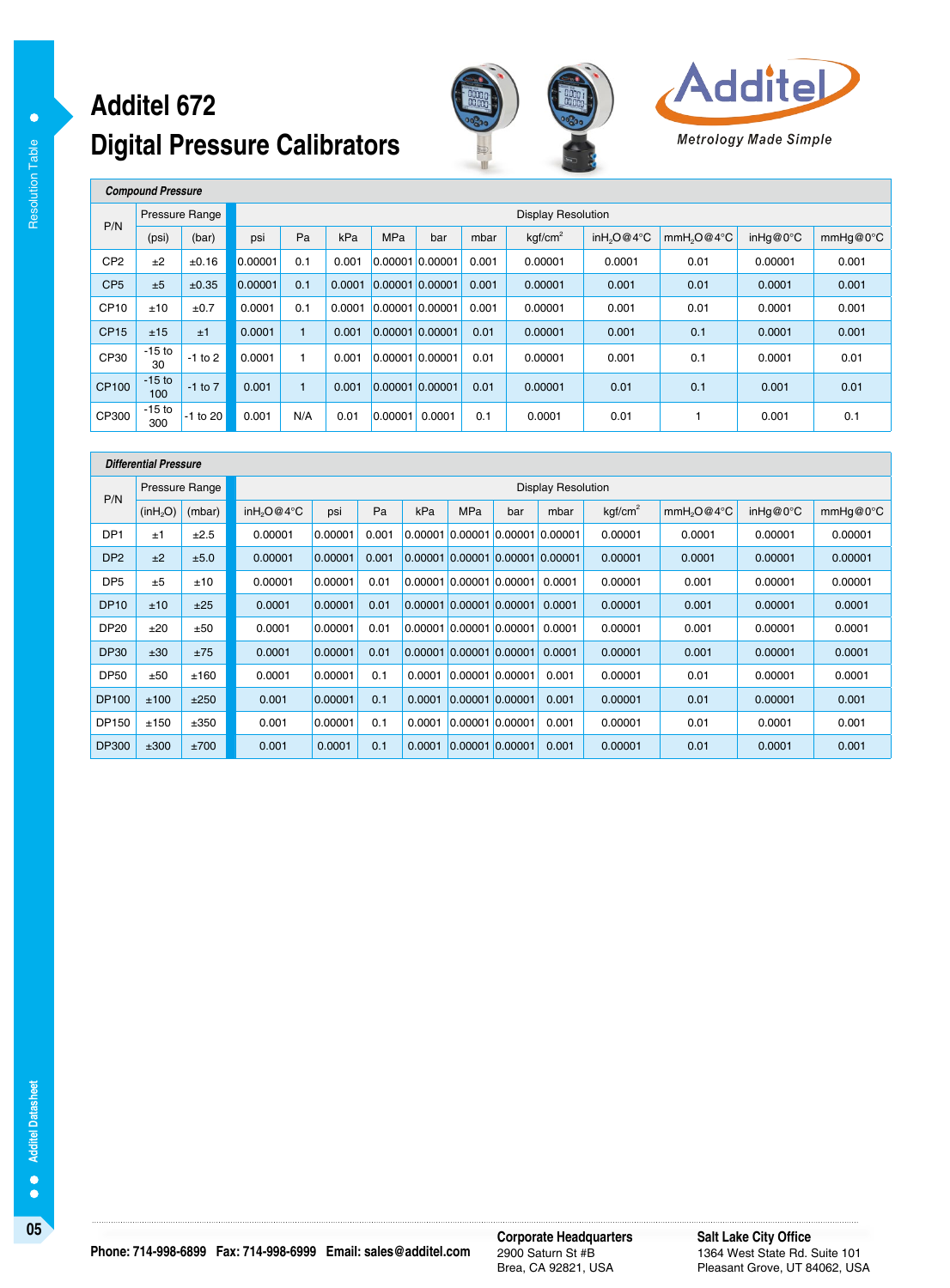# Additel 672

# Digital Pressure Calibrators

Additel

Metrology Made Simple

| P/N | Pressure Range (psi) | Pressure Range (bar) | psi | Pa | kPa | MPa | bar | mbar | $kgf/cm^2$ | $inH_2O@4°C$ | $mmH_2O@4°C$ | inHg@0°C | mmHg@0°C |
|---|---|---|---|---|---|---|---|---|---|---|---|---|---|
| **Compound Pressure** | | | Display Resolution | | | | | | | | | | |
| CP2 | ±2 | ±0.16 | 0.00001 | 0.1 | 0.001 | 0.00001 | 0.00001 | 0.001 | 0.00001 | 0.0001 | 0.01 | 0.00001 | 0.001 |
| CP5 | ±5 | ±0.35 | 0.00001 | 0.1 | 0.0001 | 0.00001 | 0.00001 | 0.001 | 0.00001 | 0.001 | 0.01 | 0.0001 | 0.001 |
| CP10 | ±10 | ±0.7 | 0.0001 | 0.1 | 0.0001 | 0.00001 | 0.00001 | 0.001 | 0.00001 | 0.001 | 0.01 | 0.0001 | 0.001 |
| CP15 | ±15 | ±1 | 0.0001 | 1 | 0.001 | 0.00001 | 0.00001 | 0.01 | 0.00001 | 0.001 | 0.1 | 0.0001 | 0.001 |
| CP30 | -15 to 30 | -1 to 2 | 0.0001 | 1 | 0.001 | 0.00001 | 0.00001 | 0.01 | 0.00001 | 0.001 | 0.1 | 0.0001 | 0.01 |
| CP100 | -15 to 100 | -1 to 7 | 0.001 | 1 | 0.001 | 0.00001 | 0.00001 | 0.01 | 0.00001 | 0.01 | 0.1 | 0.001 | 0.01 |
| CP300 | -15 to 300 | -1 to 20 | 0.001 | N/A | 0.01 | 0.00001 | 0.0001 | 0.1 | 0.0001 | 0.01 | 1 | 0.001 | 0.1 |

| P/N | Pressure Range ($inH_2O$) | Pressure Range (mbar) | $inH_2O@4°C$ | psi | Pa | kPa | MPa | bar | mbar | $kgf/cm^2$ | $mmH_2O@4°C$ | inHg@0°C | mmHg@0°C |
|---|---|---|---|---|---|---|---|---|---|---|---|---|---|
| **Differential Pressure** | | | Display Resolution | | | | | | | | | | |
| DP1 | ±1 | ±2.5 | 0.00001 | 0.00001 | 0.001 | 0.00001 | 0.00001 | 0.00001 | 0.00001 | 0.00001 | 0.0001 | 0.00001 | 0.00001 |
| DP2 | ±2 | ±5.0 | 0.00001 | 0.00001 | 0.001 | 0.00001 | 0.00001 | 0.00001 | 0.00001 | 0.00001 | 0.0001 | 0.00001 | 0.00001 |
| DP5 | ±5 | ±10 | 0.00001 | 0.00001 | 0.01 | 0.00001 | 0.00001 | 0.00001 | 0.0001 | 0.00001 | 0.001 | 0.00001 | 0.00001 |
| DP10 | ±10 | ±25 | 0.0001 | 0.00001 | 0.01 | 0.00001 | 0.00001 | 0.00001 | 0.0001 | 0.00001 | 0.001 | 0.00001 | 0.0001 |
| DP20 | ±20 | ±50 | 0.0001 | 0.00001 | 0.01 | 0.00001 | 0.00001 | 0.00001 | 0.0001 | 0.00001 | 0.001 | 0.00001 | 0.0001 |
| DP30 | ±30 | ±75 | 0.0001 | 0.00001 | 0.01 | 0.00001 | 0.00001 | 0.00001 | 0.0001 | 0.00001 | 0.001 | 0.00001 | 0.0001 |
| DP50 | ±50 | ±160 | 0.0001 | 0.00001 | 0.1 | 0.0001 | 0.00001 | 0.00001 | 0.001 | 0.00001 | 0.01 | 0.00001 | 0.0001 |
| DP100 | ±100 | ±250 | 0.001 | 0.00001 | 0.1 | 0.0001 | 0.00001 | 0.00001 | 0.001 | 0.00001 | 0.01 | 0.00001 | 0.001 |
| DP150 | ±150 | ±350 | 0.001 | 0.00001 | 0.1 | 0.0001 | 0.00001 | 0.00001 | 0.001 | 0.00001 | 0.01 | 0.0001 | 0.001 |
| DP300 | ±300 | ±700 | 0.001 | 0.0001 | 0.1 | 0.0001 | 0.00001 | 0.00001 | 0.001 | 0.00001 | 0.01 | 0.0001 | 0.001 |

**Phone: 714-998-6899  Fax: 714-998-6999  Email: sales@additel.com**

**Corporate Headquarters**
2900 Saturn St #B
Brea, CA 92821, USA

**Salt Lake City Office**
1364 West State Rd. Suite 101
Pleasant Grove, UT 84062, USA